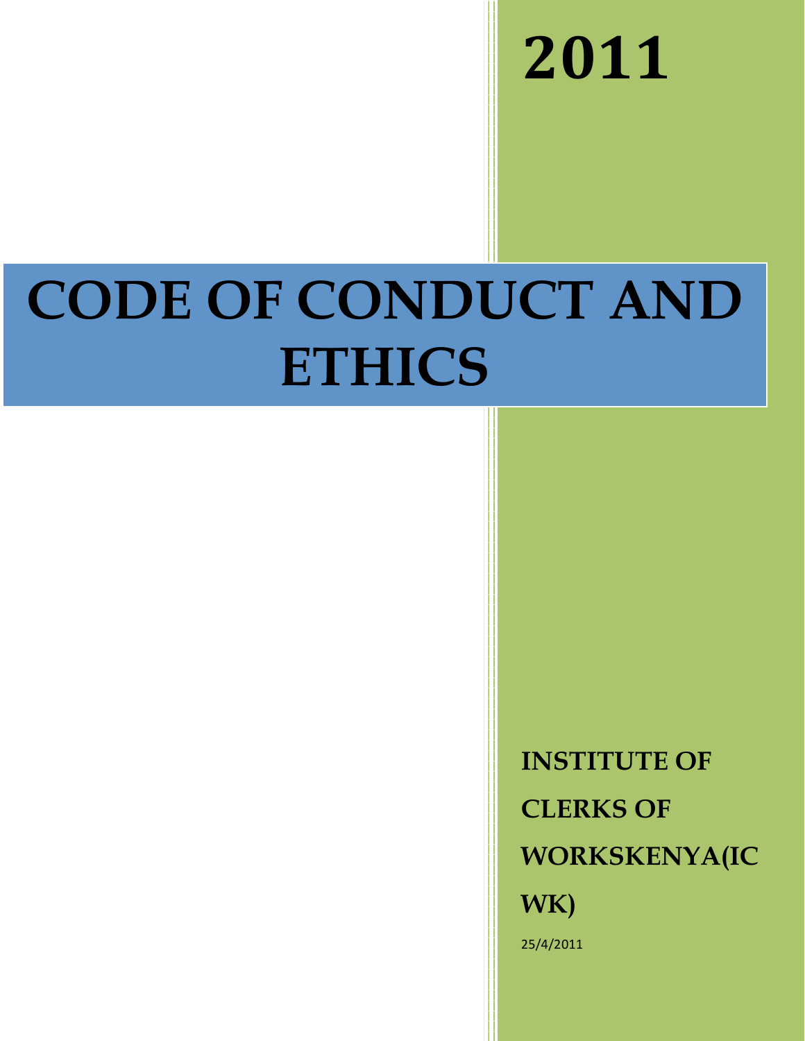**2011**

# CODE OF CONDUCT AND ETHICS

**INSTITUTE OF CLERKS OF WORKSKENYA(ICWK)**

25/4/2011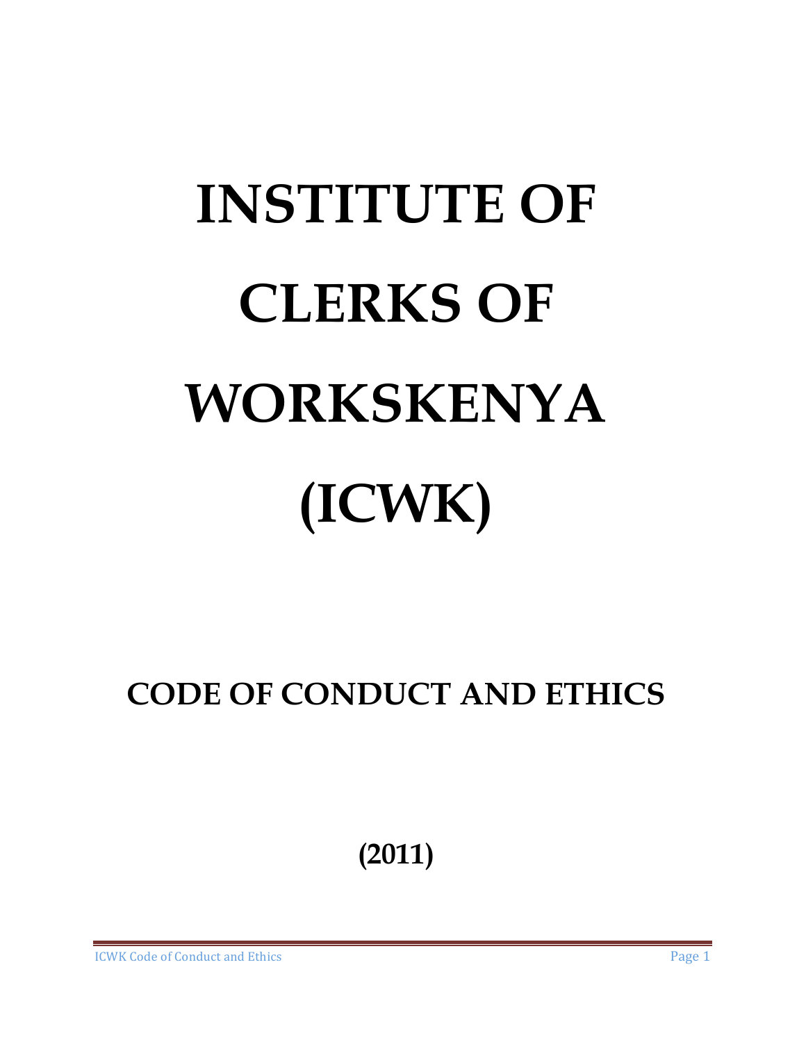# INSTITUTE OF CLERKS OF WORKSKENYA (ICWK)

## CODE OF CONDUCT AND ETHICS

**(2011)**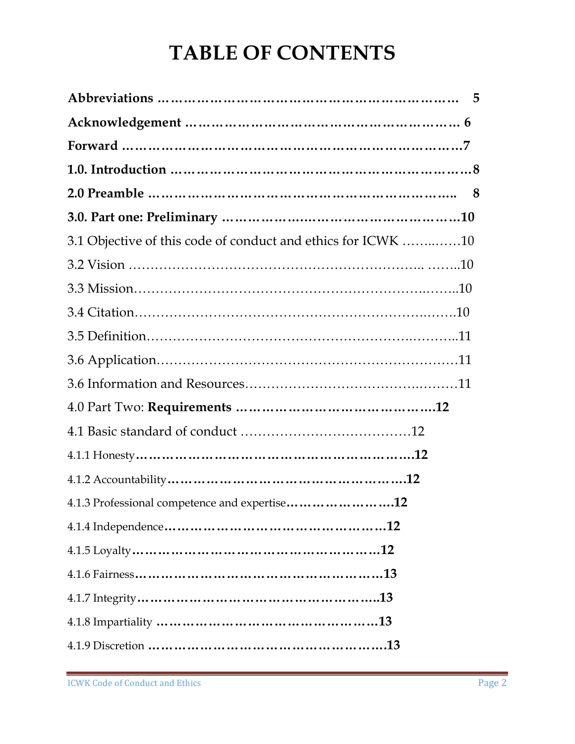# TABLE OF CONTENTS

**Abbreviations ………………………………………………………………… 5**

**Acknowledgement ……………………………………………………… 6**

**Forward ……………………………………………………………………7**

**1.0. Introduction ……………………………………………………………8**

**2.0 Preamble ………………………………………………………………….. 8**

**3.0. Part one: Preliminary ……………….……………………………10**

3.1 Objective of this code of conduct and ethics for ICWK ……..……10

3.2 Vision ……………………………………………………….. ……..10

3.3 Mission………………………………………………………..……..10

3.4 Citation……………………………………………………..…….10

3.5 Definition……………………………………………..………..11

3.6 Application………………………………………………………11

3.6 Information and Resources…………………………….………11

4.0 Part Two: **Requirements ………………………………………….12**

4.1 Basic standard of conduct ………………………………12

4.1.1 Honesty**……………………………………………………….12**

4.1.2 Accountability**……………………………………………….12**

4.1.3 Professional competence and expertise**……………………….12**

4.1.4 Independence**…………………………………………12**

4.1.5 Loyalty**…………………………………………………12**

4.1.6 Fairness**…………………………………………………13**

4.1.7 Integrity**………………………………………………..13**

4.1.8 Impartiality **……………………………………………13**

4.1.9 Discretion **………………………………………………13**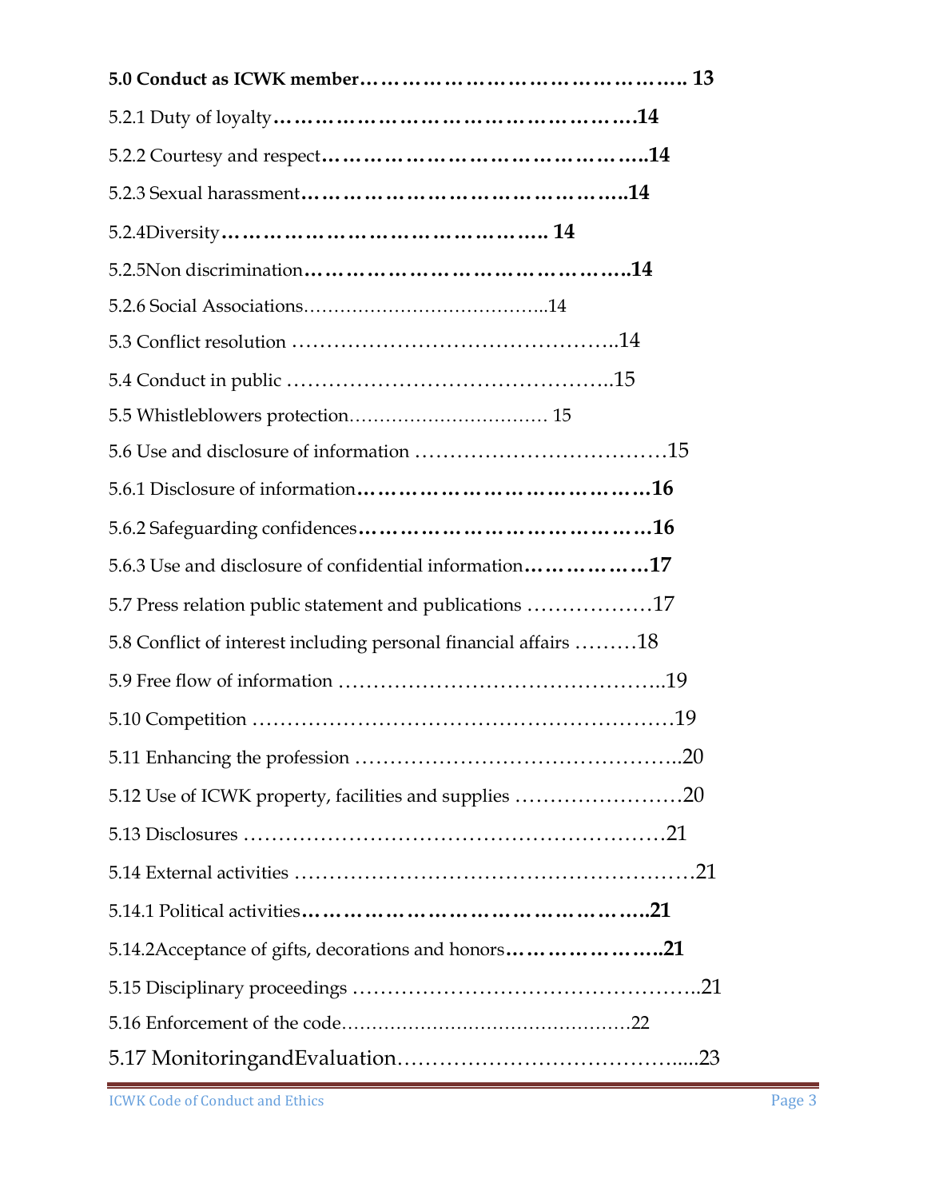**5.0 Conduct as ICWK member……………………………………….. 13**

5.2.1 Duty of loyalty**…………………………………………….14**

5.2.2 Courtesy and respect**………………………………………..14**

5.2.3 Sexual harassment**………………………………………..14**

5.2.4Diversity**……………………………………….. 14**

5.2.5Non discrimination**………………………………………..14**

5.2.6 Social Associations………………………………...14

5.3 Conflict resolution ……………………………………..14

5.4 Conduct in public ……………………………………..15

5.5 Whistleblowers protection…………………………… 15

5.6 Use and disclosure of information ………………………………15

5.6.1 Disclosure of information**……………………………………16**

5.6.2 Safeguarding confidences**……………………………………16**

5.6.3 Use and disclosure of confidential information**………………17**

5.7 Press relation public statement and publications ………………17

5.8 Conflict of interest including personal financial affairs ………18

5.9 Free flow of information ……………………………………..19

5.10 Competition ……………………………………………………19

5.11 Enhancing the profession ……………………………………..20

5.12 Use of ICWK property, facilities and supplies ……………………20

5.13 Disclosures ……………………………………………………21

5.14 External activities ………………………………………………21

5.14.1 Political activities**…………………………………………..21**

5.14.2Acceptance of gifts, decorations and honors**…………………..21**

5.15 Disciplinary proceedings ………………………………………..21

5.16 Enforcement of the code………………………………………22

5.17 MonitoringandEvaluation…………………………………....23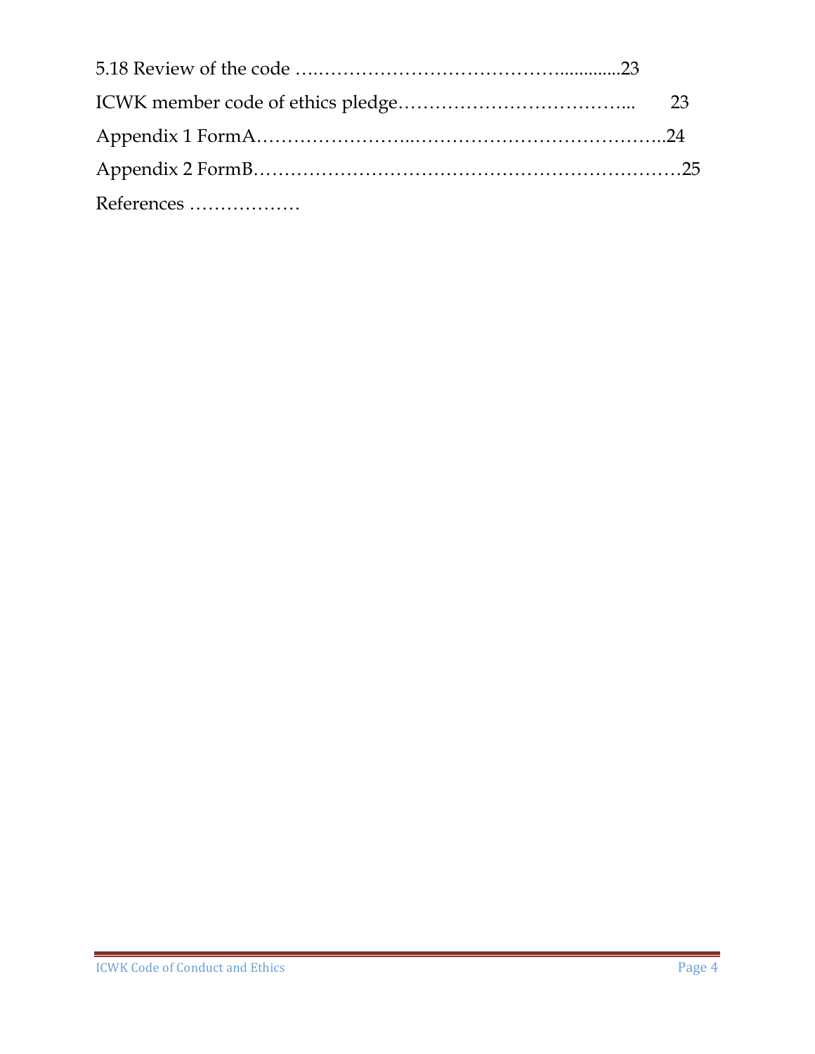5.18 Review of the code ….……………………………….............23

ICWK member code of ethics pledge………………………………... 23

Appendix 1 FormA…………………..…………………………………..24

Appendix 2 FormB……………………………………………………………25

References ………………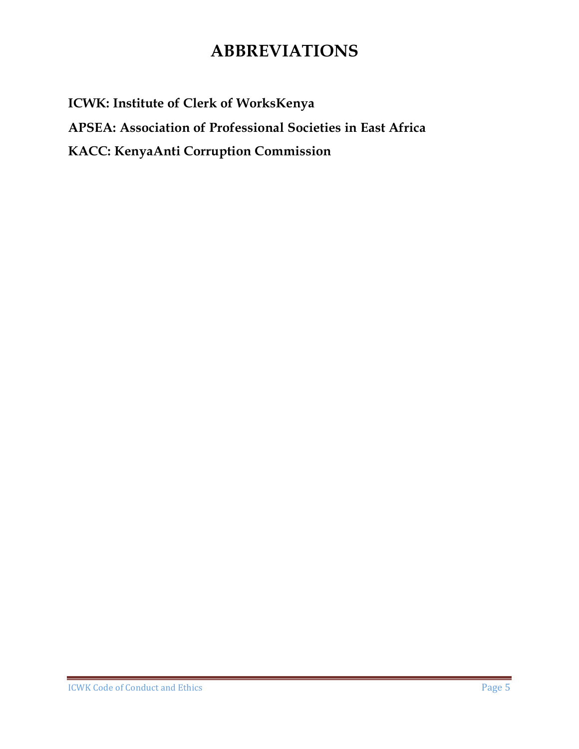# ABBREVIATIONS

**ICWK: Institute of Clerk of WorksKenya**

**APSEA: Association of Professional Societies in East Africa**

**KACC: KenyaAnti Corruption Commission**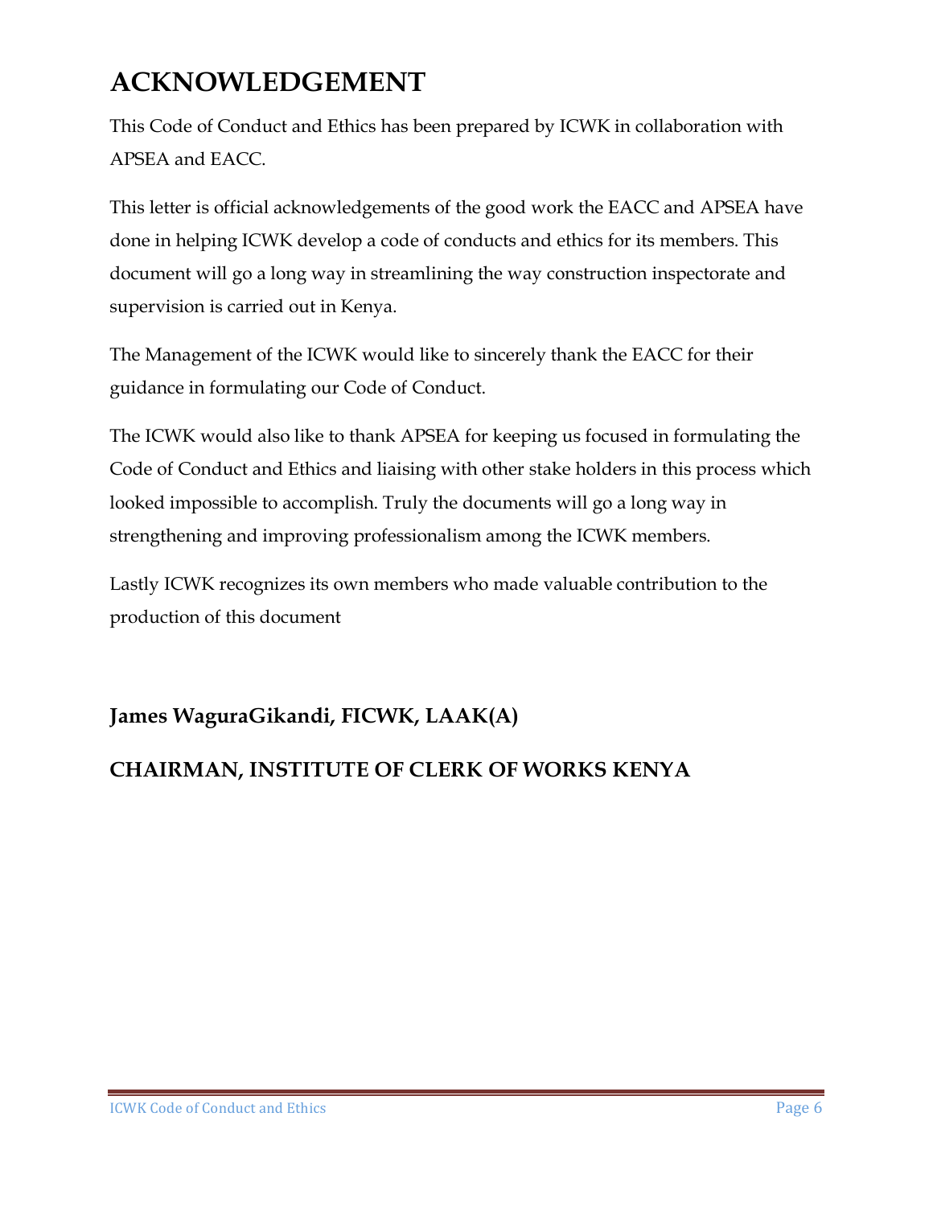# ACKNOWLEDGEMENT

This Code of Conduct and Ethics has been prepared by ICWK in collaboration with APSEA and EACC.

This letter is official acknowledgements of the good work the EACC and APSEA have done in helping ICWK develop a code of conducts and ethics for its members. This document will go a long way in streamlining the way construction inspectorate and supervision is carried out in Kenya.

The Management of the ICWK would like to sincerely thank the EACC for their guidance in formulating our Code of Conduct.

The ICWK would also like to thank APSEA for keeping us focused in formulating the Code of Conduct and Ethics and liaising with other stake holders in this process which looked impossible to accomplish. Truly the documents will go a long way in strengthening and improving professionalism among the ICWK members.

Lastly ICWK recognizes its own members who made valuable contribution to the production of this document

**James WaguraGikandi, FICWK, LAAK(A)**

**CHAIRMAN, INSTITUTE OF CLERK OF WORKS KENYA**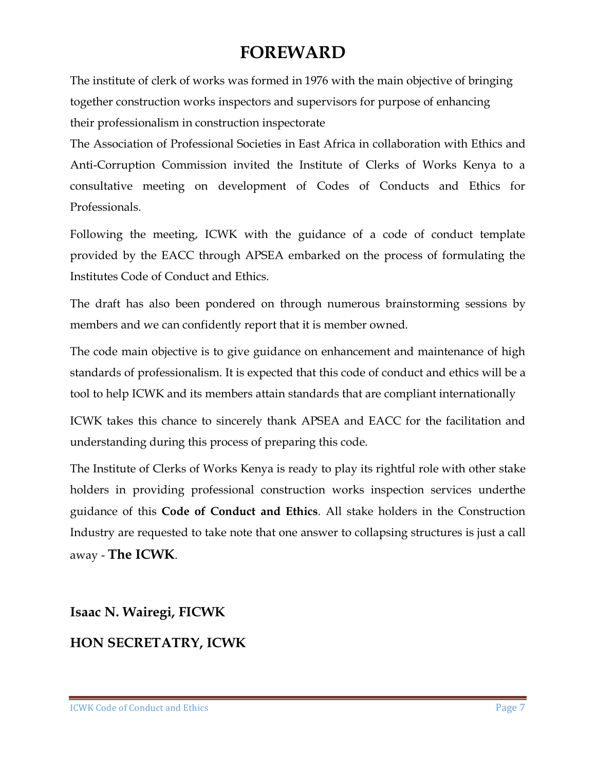# FOREWARD

The institute of clerk of works was formed in 1976 with the main objective of bringing together construction works inspectors and supervisors for purpose of enhancing their professionalism in construction inspectorate

The Association of Professional Societies in East Africa in collaboration with Ethics and Anti-Corruption Commission invited the Institute of Clerks of Works Kenya to a consultative meeting on development of Codes of Conducts and Ethics for Professionals.

Following the meeting, ICWK with the guidance of a code of conduct template provided by the EACC through APSEA embarked on the process of formulating the Institutes Code of Conduct and Ethics.

The draft has also been pondered on through numerous brainstorming sessions by members and we can confidently report that it is member owned.

The code main objective is to give guidance on enhancement and maintenance of high standards of professionalism. It is expected that this code of conduct and ethics will be a tool to help ICWK and its members attain standards that are compliant internationally

ICWK takes this chance to sincerely thank APSEA and EACC for the facilitation and understanding during this process of preparing this code.

The Institute of Clerks of Works Kenya is ready to play its rightful role with other stake holders in providing professional construction works inspection services underthe guidance of this **Code of Conduct and Ethics**. All stake holders in the Construction Industry are requested to take note that one answer to collapsing structures is just a call away - **The ICWK**.

**Isaac N. Wairegi, FICWK**

**HON SECRETATRY, ICWK**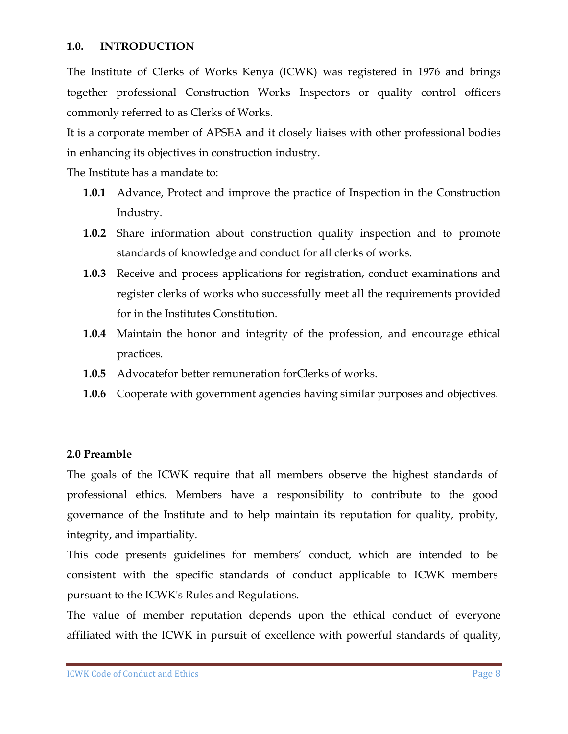## 1.0. INTRODUCTION

The Institute of Clerks of Works Kenya (ICWK) was registered in 1976 and brings together professional Construction Works Inspectors or quality control officers commonly referred to as Clerks of Works.

It is a corporate member of APSEA and it closely liaises with other professional bodies in enhancing its objectives in construction industry.

The Institute has a mandate to:

- **1.0.1** Advance, Protect and improve the practice of Inspection in the Construction Industry.
- **1.0.2** Share information about construction quality inspection and to promote standards of knowledge and conduct for all clerks of works.
- **1.0.3** Receive and process applications for registration, conduct examinations and register clerks of works who successfully meet all the requirements provided for in the Institutes Constitution.
- **1.0.4** Maintain the honor and integrity of the profession, and encourage ethical practices.
- **1.0.5** Advocatefor better remuneration forClerks of works.
- **1.0.6** Cooperate with government agencies having similar purposes and objectives.

## 2.0 Preamble

The goals of the ICWK require that all members observe the highest standards of professional ethics. Members have a responsibility to contribute to the good governance of the Institute and to help maintain its reputation for quality, probity, integrity, and impartiality.

This code presents guidelines for members' conduct, which are intended to be consistent with the specific standards of conduct applicable to ICWK members pursuant to the ICWK's Rules and Regulations.

The value of member reputation depends upon the ethical conduct of everyone affiliated with the ICWK in pursuit of excellence with powerful standards of quality,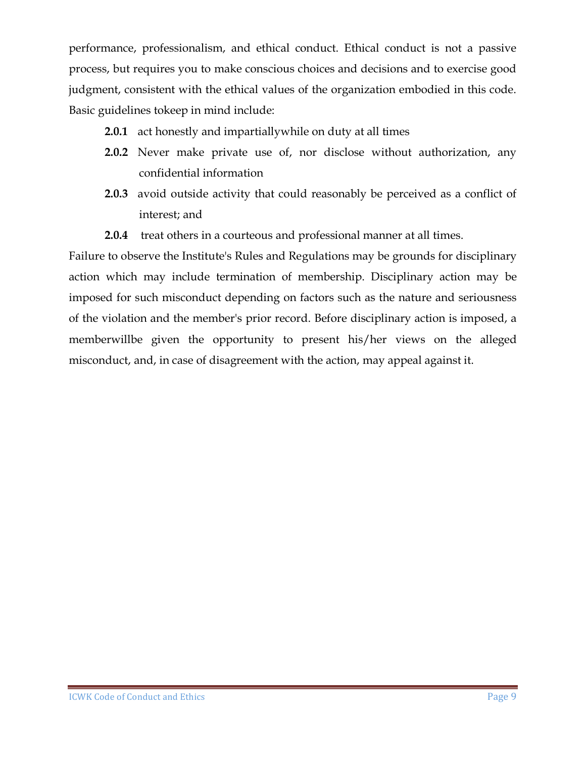performance, professionalism, and ethical conduct. Ethical conduct is not a passive process, but requires you to make conscious choices and decisions and to exercise good judgment, consistent with the ethical values of the organization embodied in this code. Basic guidelines tokeep in mind include:

- **2.0.1** act honestly and impartiallywhile on duty at all times
- **2.0.2** Never make private use of, nor disclose without authorization, any confidential information
- **2.0.3** avoid outside activity that could reasonably be perceived as a conflict of interest; and
- **2.0.4** treat others in a courteous and professional manner at all times.

Failure to observe the Institute's Rules and Regulations may be grounds for disciplinary action which may include termination of membership. Disciplinary action may be imposed for such misconduct depending on factors such as the nature and seriousness of the violation and the member's prior record. Before disciplinary action is imposed, a memberwillbe given the opportunity to present his/her views on the alleged misconduct, and, in case of disagreement with the action, may appeal against it.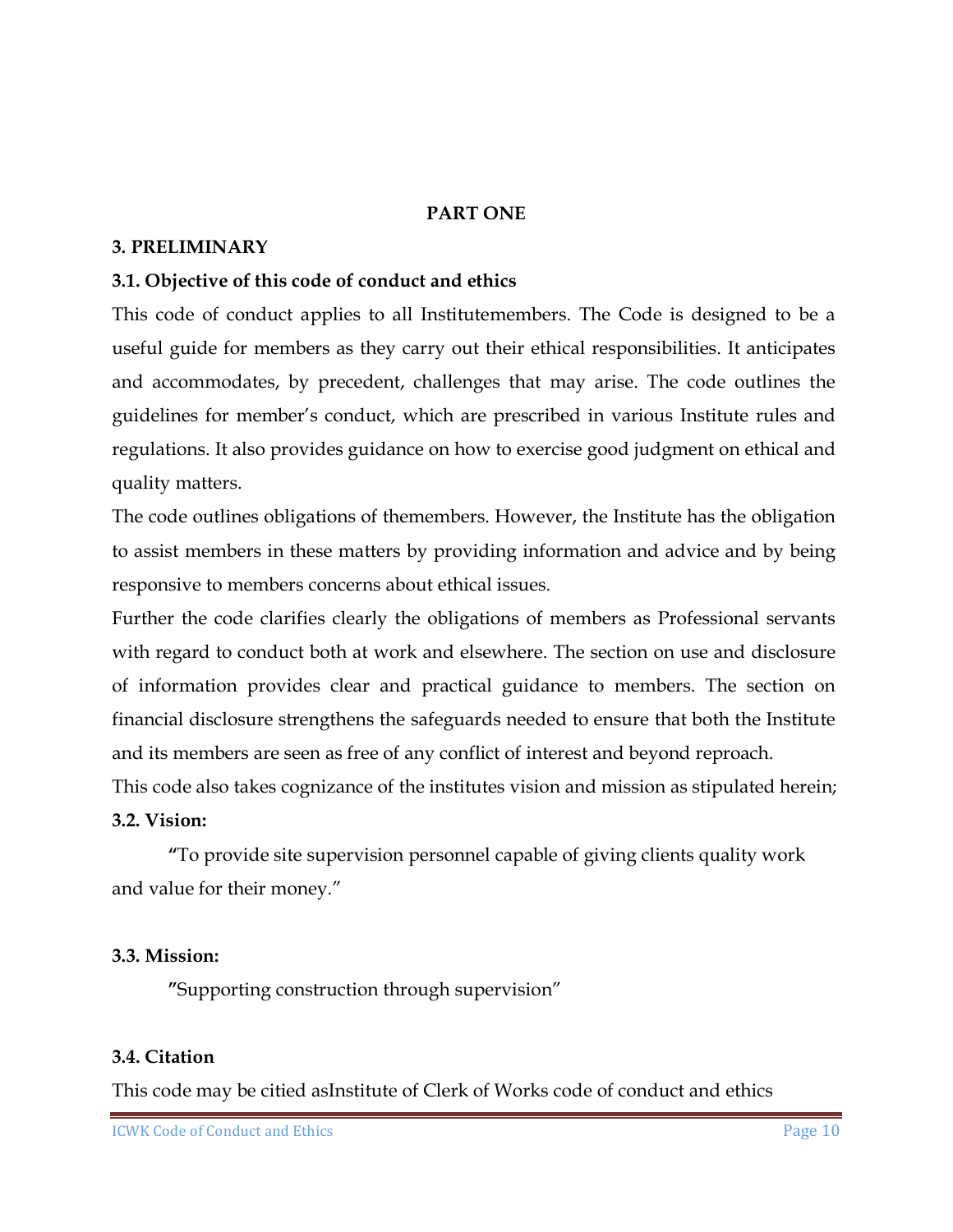**PART ONE**

## 3. PRELIMINARY

### 3.1. Objective of this code of conduct and ethics

This code of conduct applies to all Institutemembers. The Code is designed to be a useful guide for members as they carry out their ethical responsibilities. It anticipates and accommodates, by precedent, challenges that may arise. The code outlines the guidelines for member's conduct, which are prescribed in various Institute rules and regulations. It also provides guidance on how to exercise good judgment on ethical and quality matters.

The code outlines obligations of themembers. However, the Institute has the obligation to assist members in these matters by providing information and advice and by being responsive to members concerns about ethical issues.

Further the code clarifies clearly the obligations of members as Professional servants with regard to conduct both at work and elsewhere. The section on use and disclosure of information provides clear and practical guidance to members. The section on financial disclosure strengthens the safeguards needed to ensure that both the Institute and its members are seen as free of any conflict of interest and beyond reproach.

This code also takes cognizance of the institutes vision and mission as stipulated herein;

### 3.2. Vision:

"To provide site supervision personnel capable of giving clients quality work and value for their money."

### 3.3. Mission:

"Supporting construction through supervision"

### 3.4. Citation

This code may be citied asInstitute of Clerk of Works code of conduct and ethics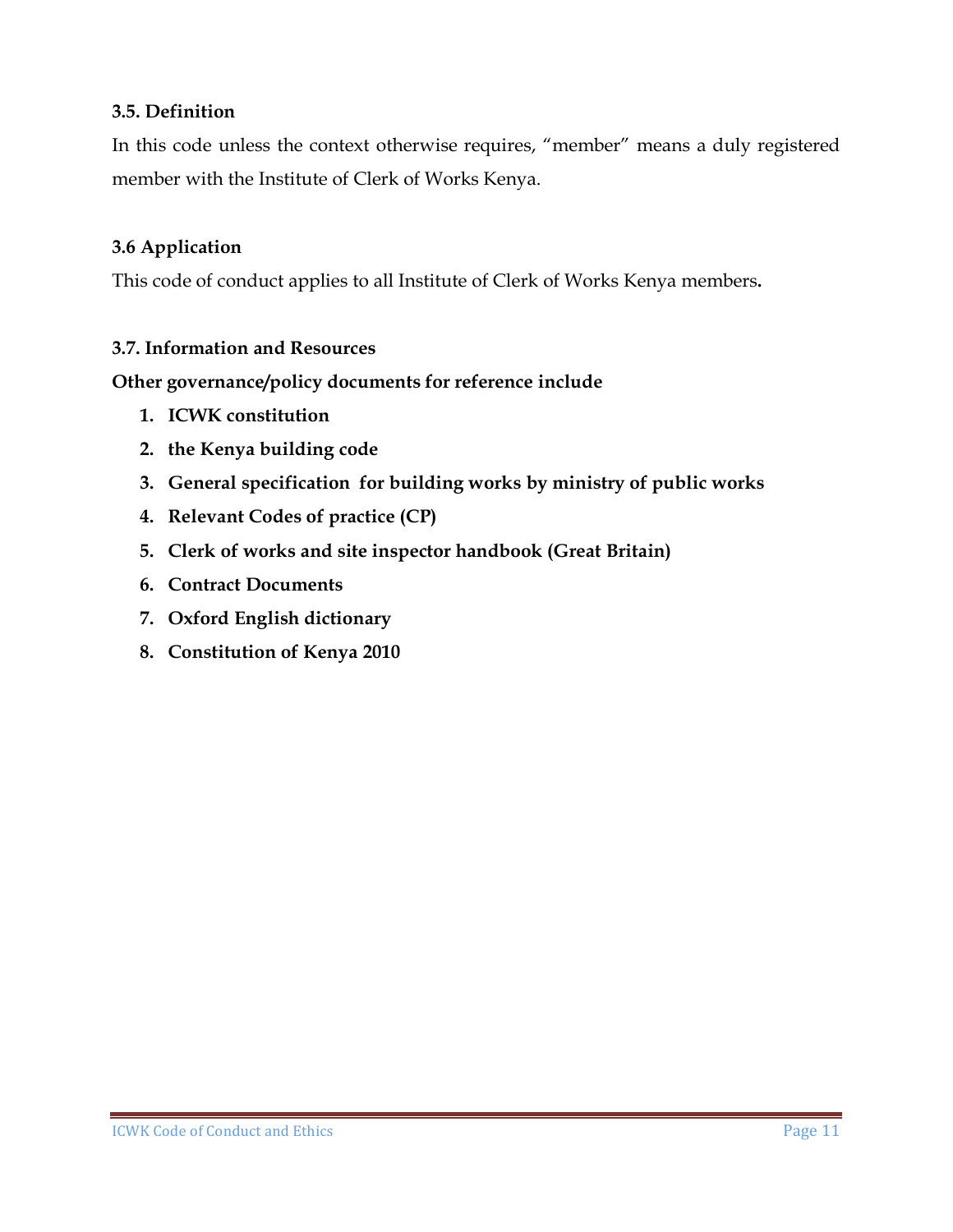### 3.5. Definition

In this code unless the context otherwise requires, "member" means a duly registered member with the Institute of Clerk of Works Kenya.

### 3.6 Application

This code of conduct applies to all Institute of Clerk of Works Kenya members**.**

### 3.7. Information and Resources

**Other governance/policy documents for reference include**

1. **ICWK constitution**
2. **the Kenya building code**
3. **General specification for building works by ministry of public works**
4. **Relevant Codes of practice (CP)**
5. **Clerk of works and site inspector handbook (Great Britain)**
6. **Contract Documents**
7. **Oxford English dictionary**
8. **Constitution of Kenya 2010**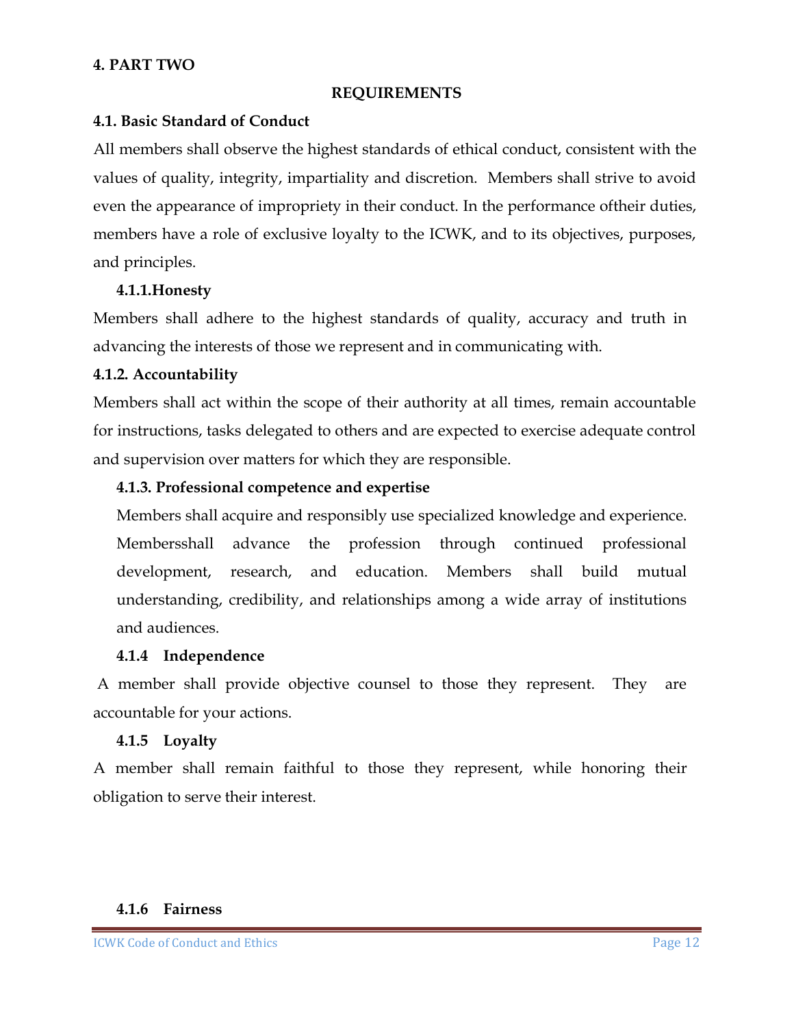## 4. PART TWO

### REQUIREMENTS

### 4.1. Basic Standard of Conduct

All members shall observe the highest standards of ethical conduct, consistent with the values of quality, integrity, impartiality and discretion. Members shall strive to avoid even the appearance of impropriety in their conduct. In the performance oftheir duties, members have a role of exclusive loyalty to the ICWK, and to its objectives, purposes, and principles.

#### 4.1.1.Honesty

Members shall adhere to the highest standards of quality, accuracy and truth in advancing the interests of those we represent and in communicating with.

#### 4.1.2. Accountability

Members shall act within the scope of their authority at all times, remain accountable for instructions, tasks delegated to others and are expected to exercise adequate control and supervision over matters for which they are responsible.

#### 4.1.3. Professional competence and expertise

Members shall acquire and responsibly use specialized knowledge and experience. Membersshall advance the profession through continued professional development, research, and education. Members shall build mutual understanding, credibility, and relationships among a wide array of institutions and audiences.

#### 4.1.4 Independence

A member shall provide objective counsel to those they represent. They are accountable for your actions.

#### 4.1.5 Loyalty

A member shall remain faithful to those they represent, while honoring their obligation to serve their interest.

#### 4.1.6 Fairness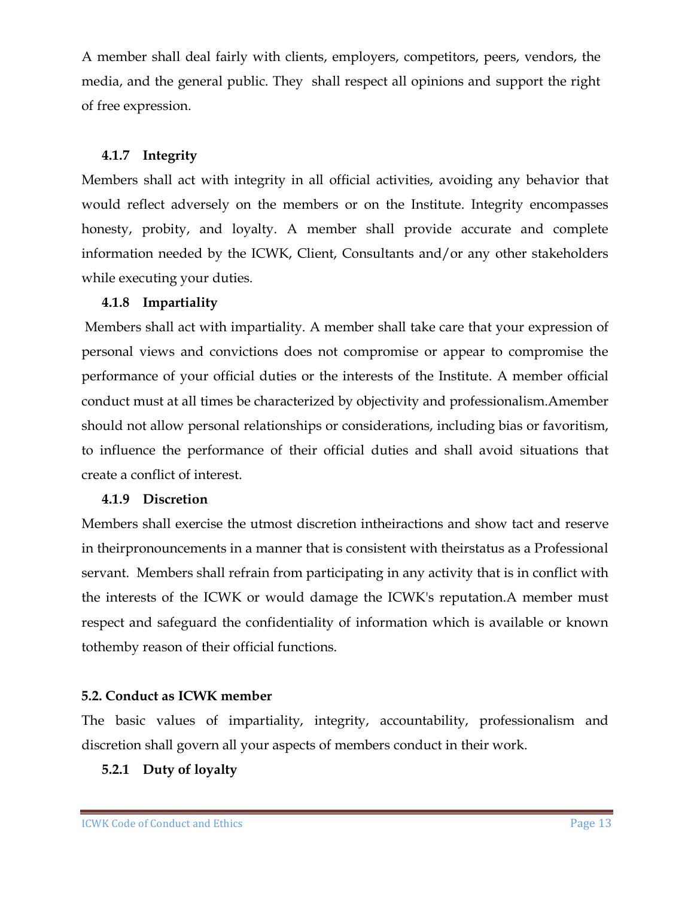A member shall deal fairly with clients, employers, competitors, peers, vendors, the media, and the general public. They shall respect all opinions and support the right of free expression.

#### 4.1.7 Integrity

Members shall act with integrity in all official activities, avoiding any behavior that would reflect adversely on the members or on the Institute. Integrity encompasses honesty, probity, and loyalty. A member shall provide accurate and complete information needed by the ICWK, Client, Consultants and/or any other stakeholders while executing your duties.

#### 4.1.8 Impartiality

Members shall act with impartiality. A member shall take care that your expression of personal views and convictions does not compromise or appear to compromise the performance of your official duties or the interests of the Institute. A member official conduct must at all times be characterized by objectivity and professionalism.Amember should not allow personal relationships or considerations, including bias or favoritism, to influence the performance of their official duties and shall avoid situations that create a conflict of interest.

#### 4.1.9 Discretion

Members shall exercise the utmost discretion intheiractions and show tact and reserve in theirpronouncements in a manner that is consistent with theirstatus as a Professional servant. Members shall refrain from participating in any activity that is in conflict with the interests of the ICWK or would damage the ICWK's reputation.A member must respect and safeguard the confidentiality of information which is available or known tothemby reason of their official functions.

### 5.2. Conduct as ICWK member

The basic values of impartiality, integrity, accountability, professionalism and discretion shall govern all your aspects of members conduct in their work.

#### 5.2.1 Duty of loyalty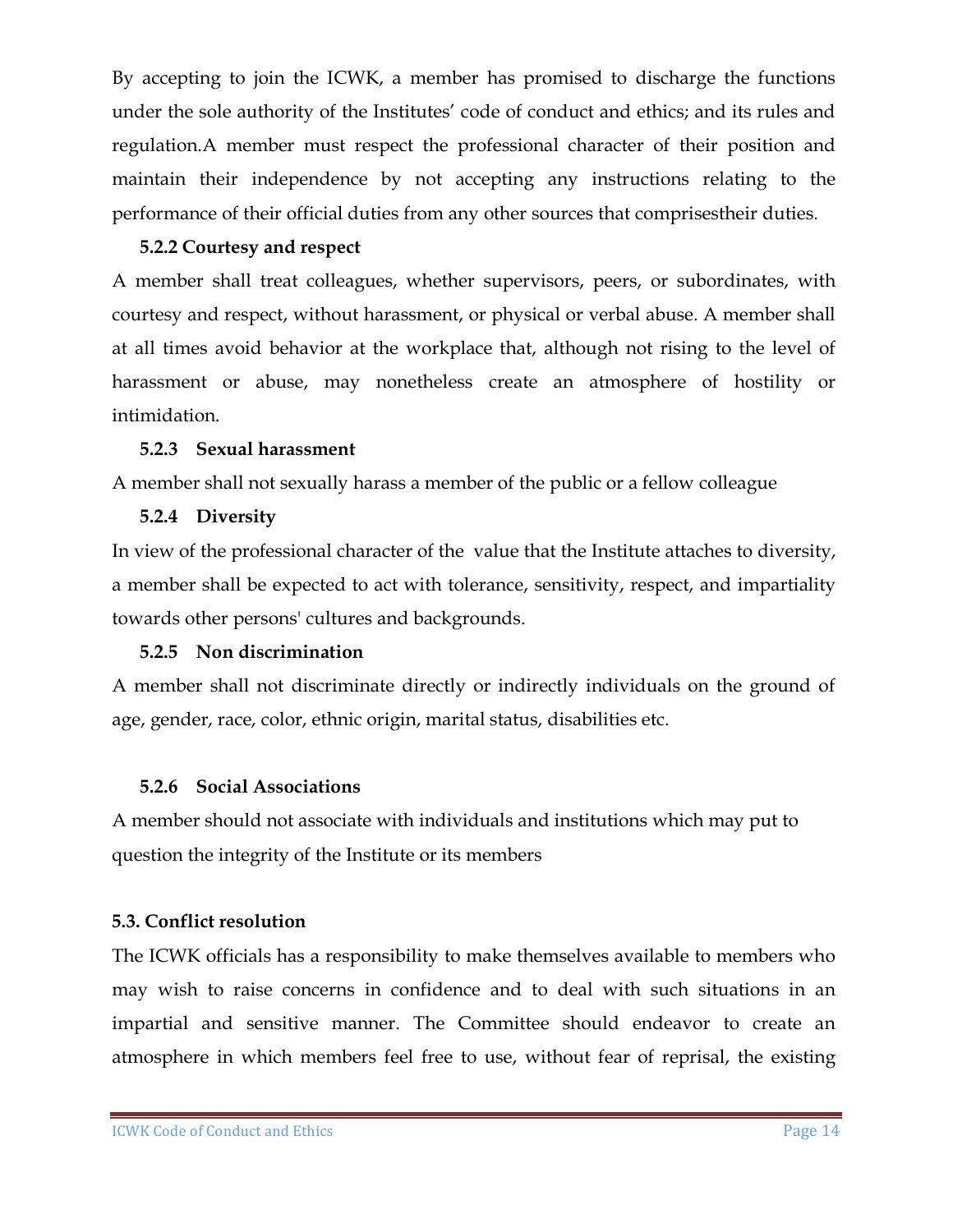By accepting to join the ICWK, a member has promised to discharge the functions under the sole authority of the Institutes' code of conduct and ethics; and its rules and regulation.A member must respect the professional character of their position and maintain their independence by not accepting any instructions relating to the performance of their official duties from any other sources that comprisestheir duties.

### 5.2.2 Courtesy and respect

A member shall treat colleagues, whether supervisors, peers, or subordinates, with courtesy and respect, without harassment, or physical or verbal abuse. A member shall at all times avoid behavior at the workplace that, although not rising to the level of harassment or abuse, may nonetheless create an atmosphere of hostility or intimidation.

### 5.2.3 Sexual harassment

A member shall not sexually harass a member of the public or a fellow colleague

### 5.2.4 Diversity

In view of the professional character of the value that the Institute attaches to diversity, a member shall be expected to act with tolerance, sensitivity, respect, and impartiality towards other persons' cultures and backgrounds.

### 5.2.5 Non discrimination

A member shall not discriminate directly or indirectly individuals on the ground of age, gender, race, color, ethnic origin, marital status, disabilities etc.

### 5.2.6 Social Associations

A member should not associate with individuals and institutions which may put to question the integrity of the Institute or its members

## 5.3. Conflict resolution

The ICWK officials has a responsibility to make themselves available to members who may wish to raise concerns in confidence and to deal with such situations in an impartial and sensitive manner. The Committee should endeavor to create an atmosphere in which members feel free to use, without fear of reprisal, the existing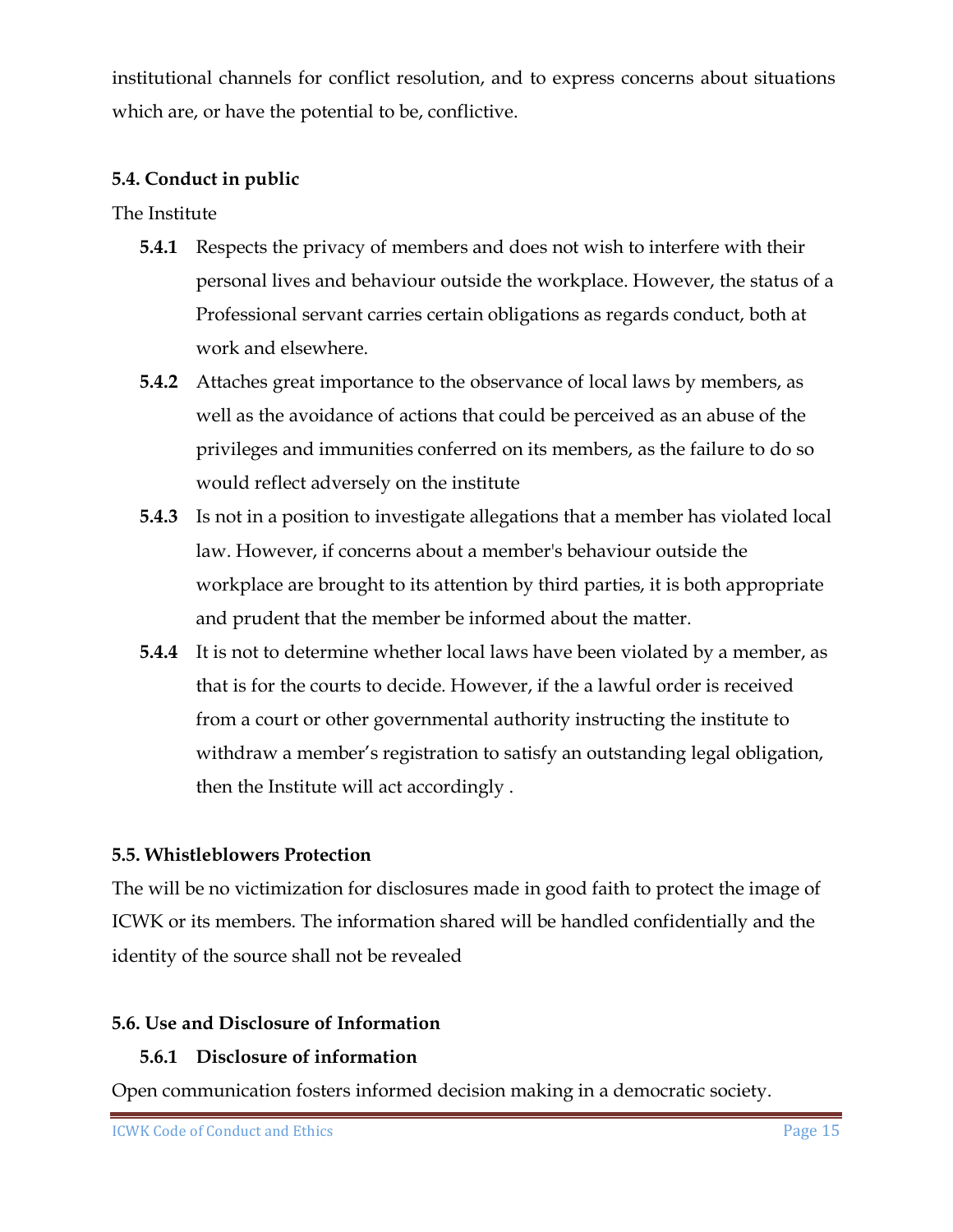institutional channels for conflict resolution, and to express concerns about situations which are, or have the potential to be, conflictive.

### 5.4. Conduct in public

The Institute

**5.4.1** Respects the privacy of members and does not wish to interfere with their personal lives and behaviour outside the workplace. However, the status of a Professional servant carries certain obligations as regards conduct, both at work and elsewhere.

**5.4.2** Attaches great importance to the observance of local laws by members, as well as the avoidance of actions that could be perceived as an abuse of the privileges and immunities conferred on its members, as the failure to do so would reflect adversely on the institute

**5.4.3** Is not in a position to investigate allegations that a member has violated local law. However, if concerns about a member's behaviour outside the workplace are brought to its attention by third parties, it is both appropriate and prudent that the member be informed about the matter.

**5.4.4** It is not to determine whether local laws have been violated by a member, as that is for the courts to decide. However, if the a lawful order is received from a court or other governmental authority instructing the institute to withdraw a member's registration to satisfy an outstanding legal obligation, then the Institute will act accordingly .

### 5.5. Whistleblowers Protection

The will be no victimization for disclosures made in good faith to protect the image of ICWK or its members. The information shared will be handled confidentially and the identity of the source shall not be revealed

### 5.6. Use and Disclosure of Information

#### 5.6.1 Disclosure of information

Open communication fosters informed decision making in a democratic society.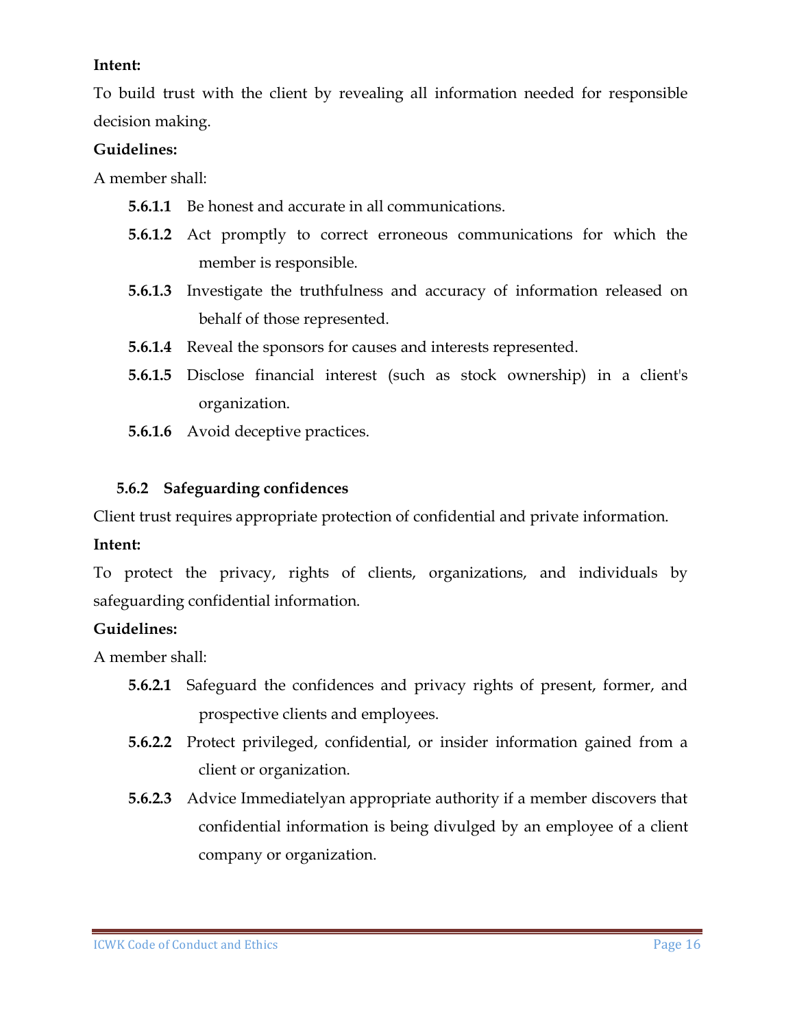**Intent:**

To build trust with the client by revealing all information needed for responsible decision making.

**Guidelines:**

A member shall:

- **5.6.1.1** Be honest and accurate in all communications.
- **5.6.1.2** Act promptly to correct erroneous communications for which the member is responsible.
- **5.6.1.3** Investigate the truthfulness and accuracy of information released on behalf of those represented.
- **5.6.1.4** Reveal the sponsors for causes and interests represented.
- **5.6.1.5** Disclose financial interest (such as stock ownership) in a client's organization.
- **5.6.1.6** Avoid deceptive practices.

### 5.6.2 Safeguarding confidences

Client trust requires appropriate protection of confidential and private information.

**Intent:**

To protect the privacy, rights of clients, organizations, and individuals by safeguarding confidential information.

**Guidelines:**

A member shall:

- **5.6.2.1** Safeguard the confidences and privacy rights of present, former, and prospective clients and employees.
- **5.6.2.2** Protect privileged, confidential, or insider information gained from a client or organization.
- **5.6.2.3** Advice Immediatelyan appropriate authority if a member discovers that confidential information is being divulged by an employee of a client company or organization.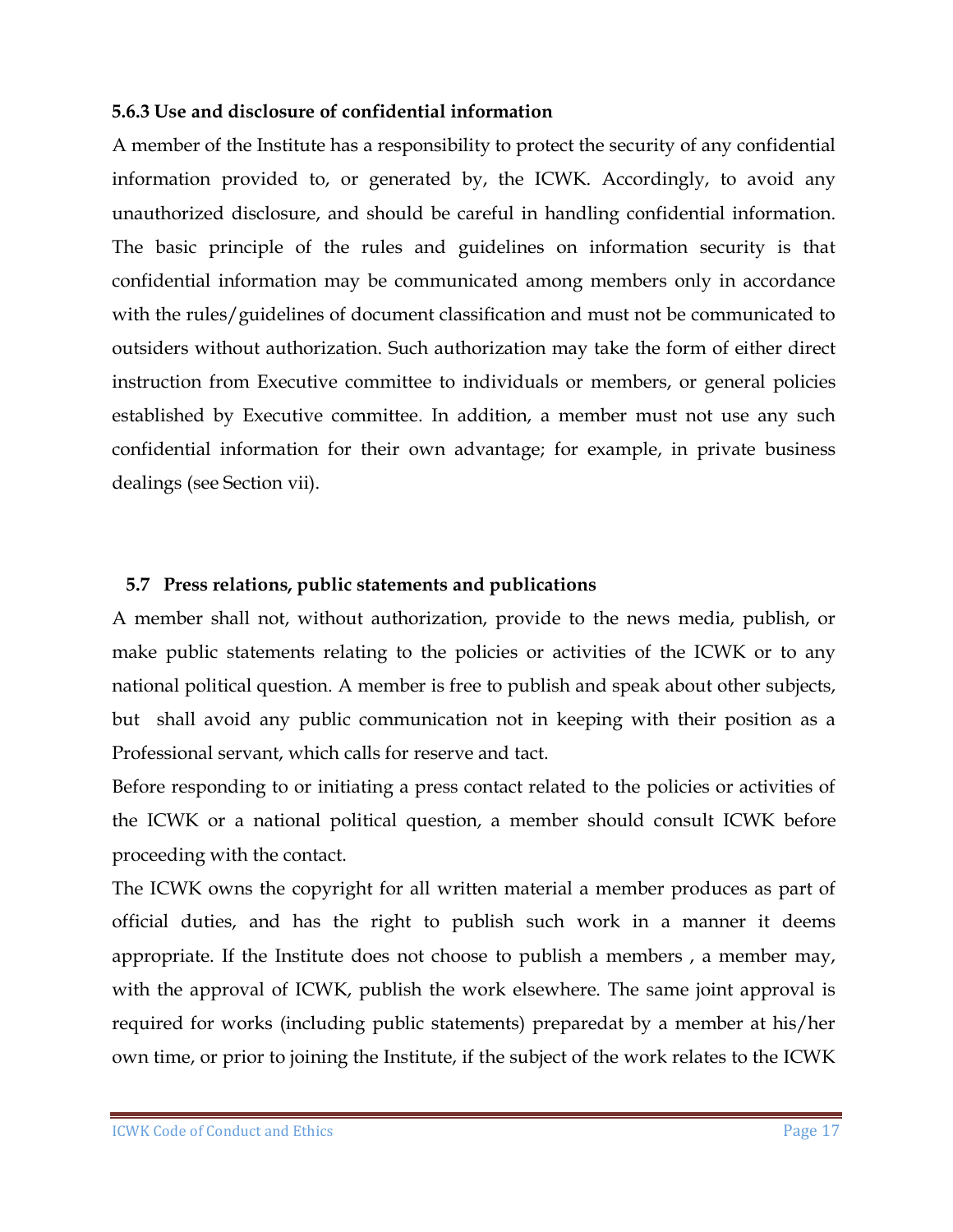### 5.6.3 Use and disclosure of confidential information

A member of the Institute has a responsibility to protect the security of any confidential information provided to, or generated by, the ICWK. Accordingly, to avoid any unauthorized disclosure, and should be careful in handling confidential information. The basic principle of the rules and guidelines on information security is that confidential information may be communicated among members only in accordance with the rules/guidelines of document classification and must not be communicated to outsiders without authorization. Such authorization may take the form of either direct instruction from Executive committee to individuals or members, or general policies established by Executive committee. In addition, a member must not use any such confidential information for their own advantage; for example, in private business dealings (see Section vii).

## 5.7 Press relations, public statements and publications

A member shall not, without authorization, provide to the news media, publish, or make public statements relating to the policies or activities of the ICWK or to any national political question. A member is free to publish and speak about other subjects, but shall avoid any public communication not in keeping with their position as a Professional servant, which calls for reserve and tact.

Before responding to or initiating a press contact related to the policies or activities of the ICWK or a national political question, a member should consult ICWK before proceeding with the contact.

The ICWK owns the copyright for all written material a member produces as part of official duties, and has the right to publish such work in a manner it deems appropriate. If the Institute does not choose to publish a members , a member may, with the approval of ICWK, publish the work elsewhere. The same joint approval is required for works (including public statements) preparedat by a member at his/her own time, or prior to joining the Institute, if the subject of the work relates to the ICWK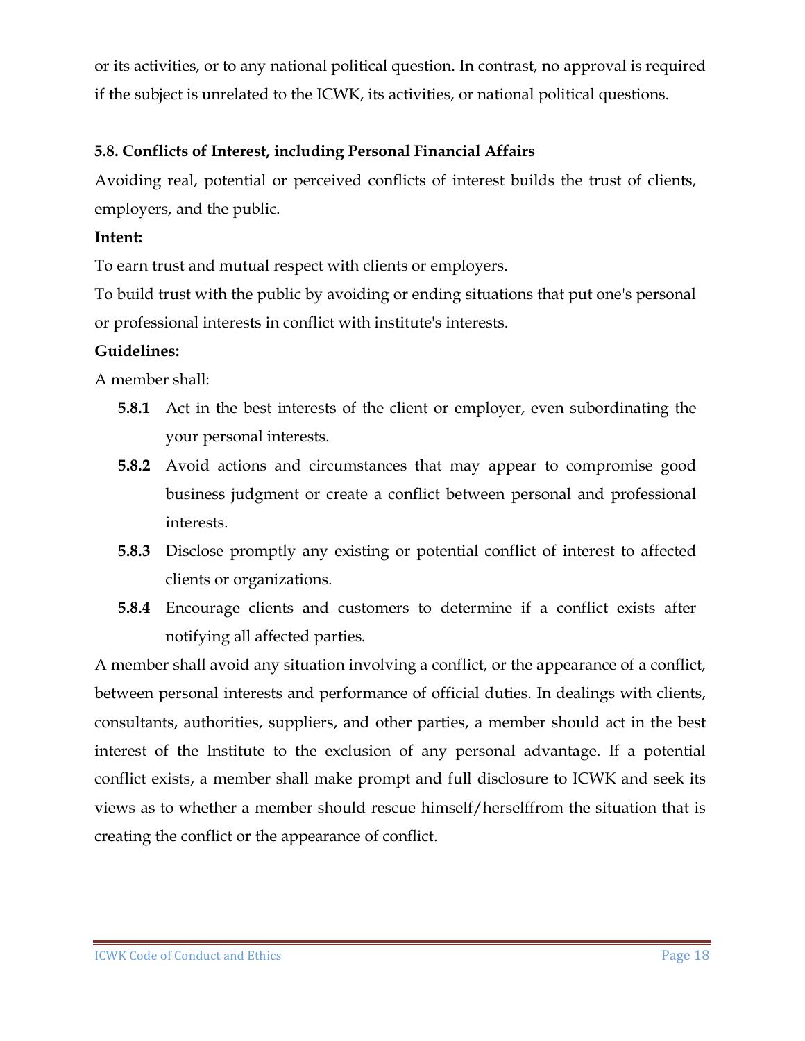or its activities, or to any national political question. In contrast, no approval is required if the subject is unrelated to the ICWK, its activities, or national political questions.

### 5.8. Conflicts of Interest, including Personal Financial Affairs

Avoiding real, potential or perceived conflicts of interest builds the trust of clients, employers, and the public.

**Intent:**

To earn trust and mutual respect with clients or employers.

To build trust with the public by avoiding or ending situations that put one's personal or professional interests in conflict with institute's interests.

**Guidelines:**

A member shall:

- **5.8.1** Act in the best interests of the client or employer, even subordinating the your personal interests.
- **5.8.2** Avoid actions and circumstances that may appear to compromise good business judgment or create a conflict between personal and professional interests.
- **5.8.3** Disclose promptly any existing or potential conflict of interest to affected clients or organizations.
- **5.8.4** Encourage clients and customers to determine if a conflict exists after notifying all affected parties.

A member shall avoid any situation involving a conflict, or the appearance of a conflict, between personal interests and performance of official duties. In dealings with clients, consultants, authorities, suppliers, and other parties, a member should act in the best interest of the Institute to the exclusion of any personal advantage. If a potential conflict exists, a member shall make prompt and full disclosure to ICWK and seek its views as to whether a member should rescue himself/herselffrom the situation that is creating the conflict or the appearance of conflict.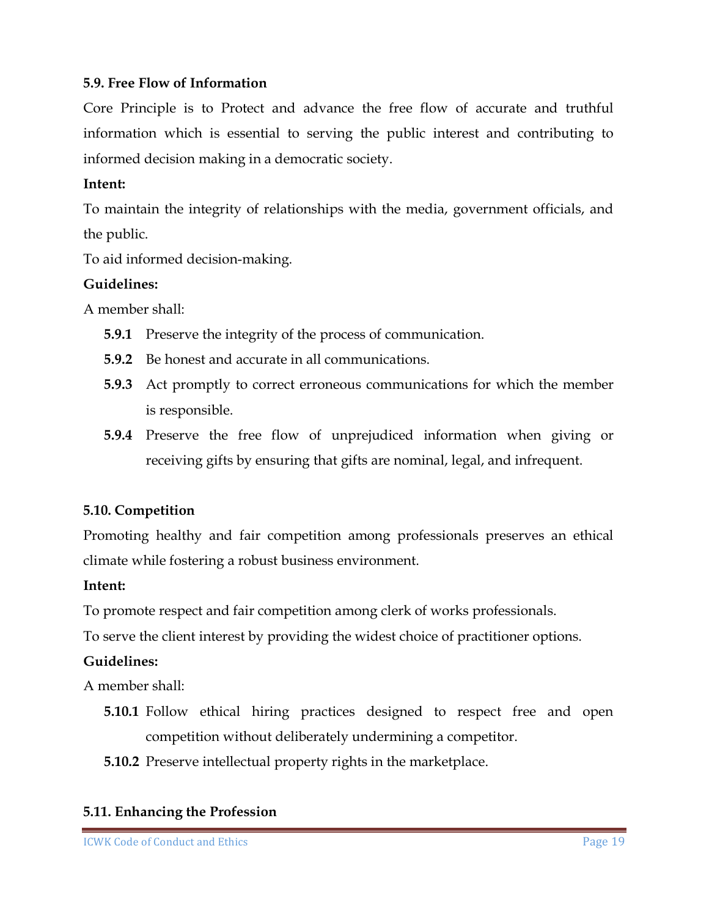### 5.9. Free Flow of Information

Core Principle is to Protect and advance the free flow of accurate and truthful information which is essential to serving the public interest and contributing to informed decision making in a democratic society.

**Intent:**

To maintain the integrity of relationships with the media, government officials, and the public.

To aid informed decision-making.

**Guidelines:**

A member shall:

- **5.9.1** Preserve the integrity of the process of communication.
- **5.9.2** Be honest and accurate in all communications.
- **5.9.3** Act promptly to correct erroneous communications for which the member is responsible.
- **5.9.4** Preserve the free flow of unprejudiced information when giving or receiving gifts by ensuring that gifts are nominal, legal, and infrequent.

### 5.10. Competition

Promoting healthy and fair competition among professionals preserves an ethical climate while fostering a robust business environment.

**Intent:**

To promote respect and fair competition among clerk of works professionals.

To serve the client interest by providing the widest choice of practitioner options.

**Guidelines:**

A member shall:

- **5.10.1** Follow ethical hiring practices designed to respect free and open competition without deliberately undermining a competitor.
- **5.10.2** Preserve intellectual property rights in the marketplace.

### 5.11. Enhancing the Profession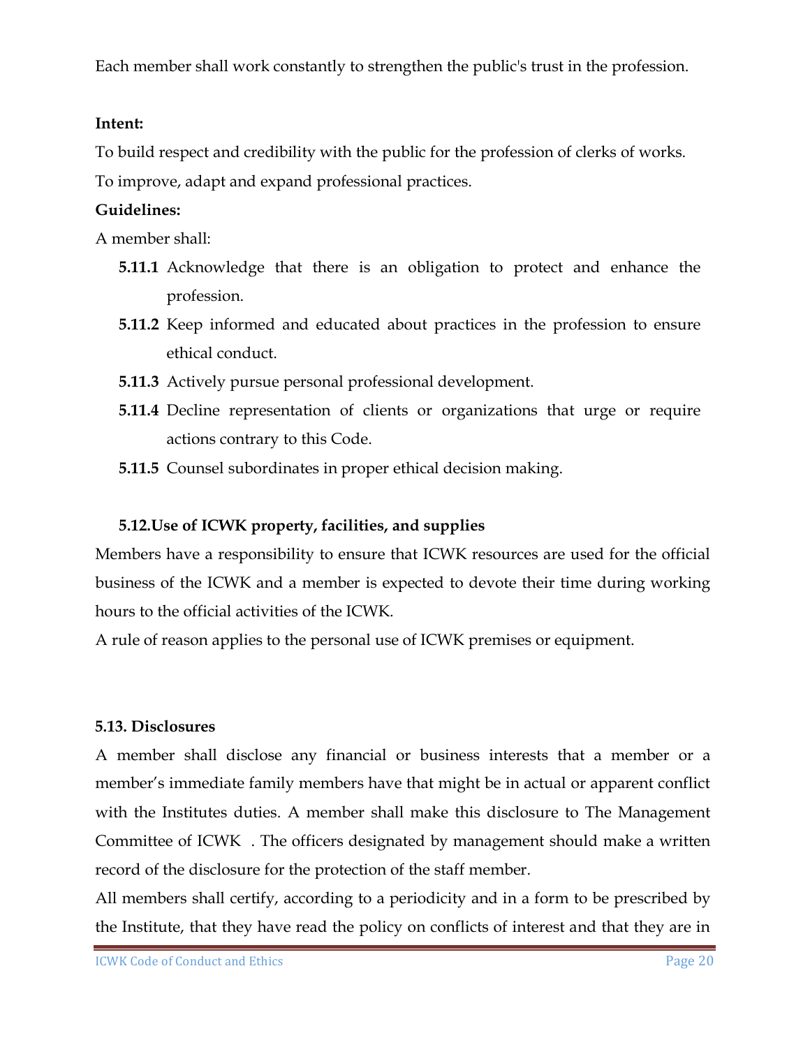Each member shall work constantly to strengthen the public's trust in the profession.

**Intent:**

To build respect and credibility with the public for the profession of clerks of works.

To improve, adapt and expand professional practices.

**Guidelines:**

A member shall:

- **5.11.1** Acknowledge that there is an obligation to protect and enhance the profession.
- **5.11.2** Keep informed and educated about practices in the profession to ensure ethical conduct.
- **5.11.3** Actively pursue personal professional development.
- **5.11.4** Decline representation of clients or organizations that urge or require actions contrary to this Code.
- **5.11.5** Counsel subordinates in proper ethical decision making.

### 5.12. Use of ICWK property, facilities, and supplies

Members have a responsibility to ensure that ICWK resources are used for the official business of the ICWK and a member is expected to devote their time during working hours to the official activities of the ICWK.

A rule of reason applies to the personal use of ICWK premises or equipment.

### 5.13. Disclosures

A member shall disclose any financial or business interests that a member or a member's immediate family members have that might be in actual or apparent conflict with the Institutes duties. A member shall make this disclosure to The Management Committee of ICWK . The officers designated by management should make a written record of the disclosure for the protection of the staff member.

All members shall certify, according to a periodicity and in a form to be prescribed by the Institute, that they have read the policy on conflicts of interest and that they are in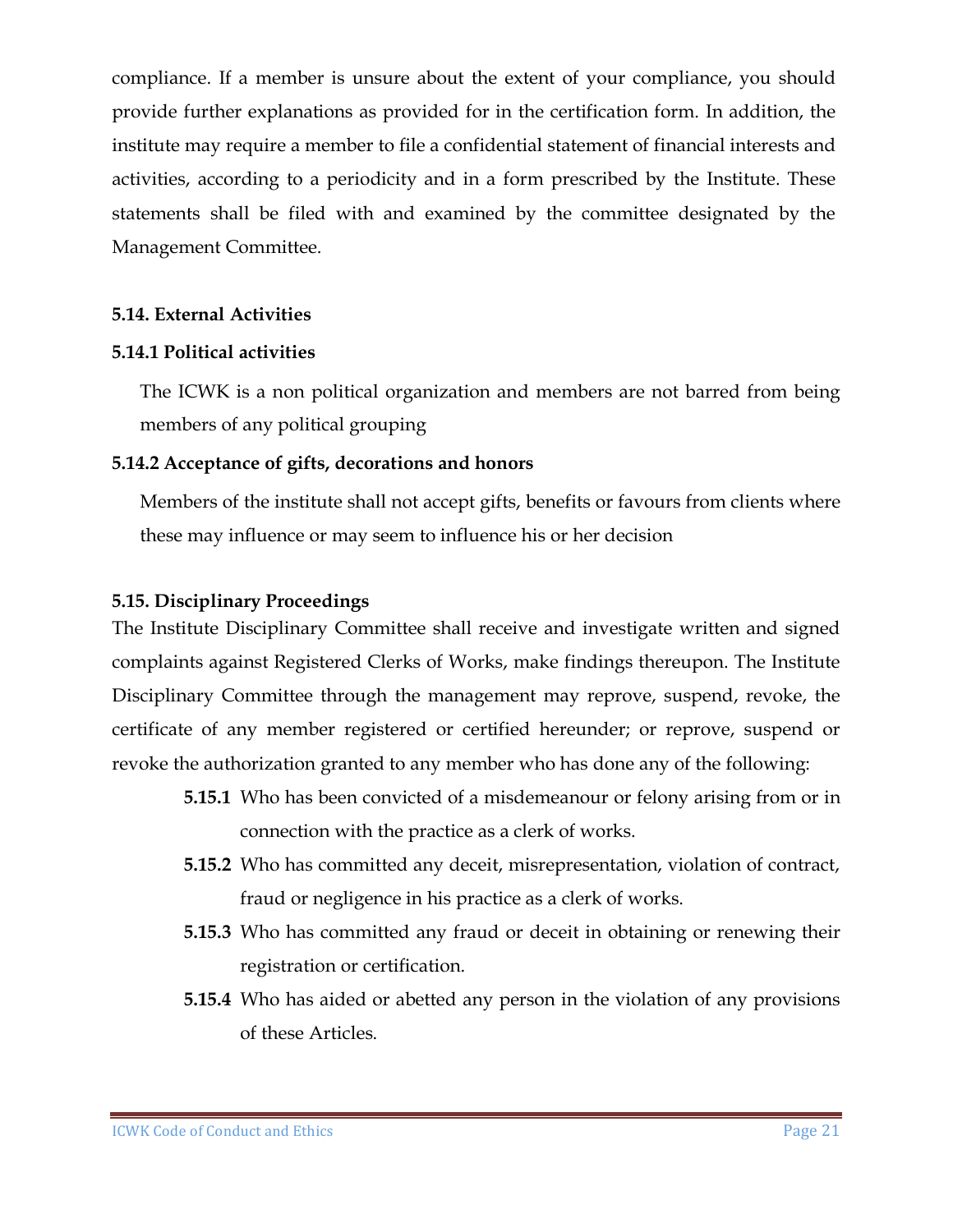compliance. If a member is unsure about the extent of your compliance, you should provide further explanations as provided for in the certification form. In addition, the institute may require a member to file a confidential statement of financial interests and activities, according to a periodicity and in a form prescribed by the Institute. These statements shall be filed with and examined by the committee designated by the Management Committee.

### 5.14. External Activities

#### 5.14.1 Political activities

The ICWK is a non political organization and members are not barred from being members of any political grouping

#### 5.14.2 Acceptance of gifts, decorations and honors

Members of the institute shall not accept gifts, benefits or favours from clients where these may influence or may seem to influence his or her decision

### 5.15. Disciplinary Proceedings

The Institute Disciplinary Committee shall receive and investigate written and signed complaints against Registered Clerks of Works, make findings thereupon. The Institute Disciplinary Committee through the management may reprove, suspend, revoke, the certificate of any member registered or certified hereunder; or reprove, suspend or revoke the authorization granted to any member who has done any of the following:

- **5.15.1** Who has been convicted of a misdemeanour or felony arising from or in connection with the practice as a clerk of works.
- **5.15.2** Who has committed any deceit, misrepresentation, violation of contract, fraud or negligence in his practice as a clerk of works.
- **5.15.3** Who has committed any fraud or deceit in obtaining or renewing their registration or certification.
- **5.15.4** Who has aided or abetted any person in the violation of any provisions of these Articles.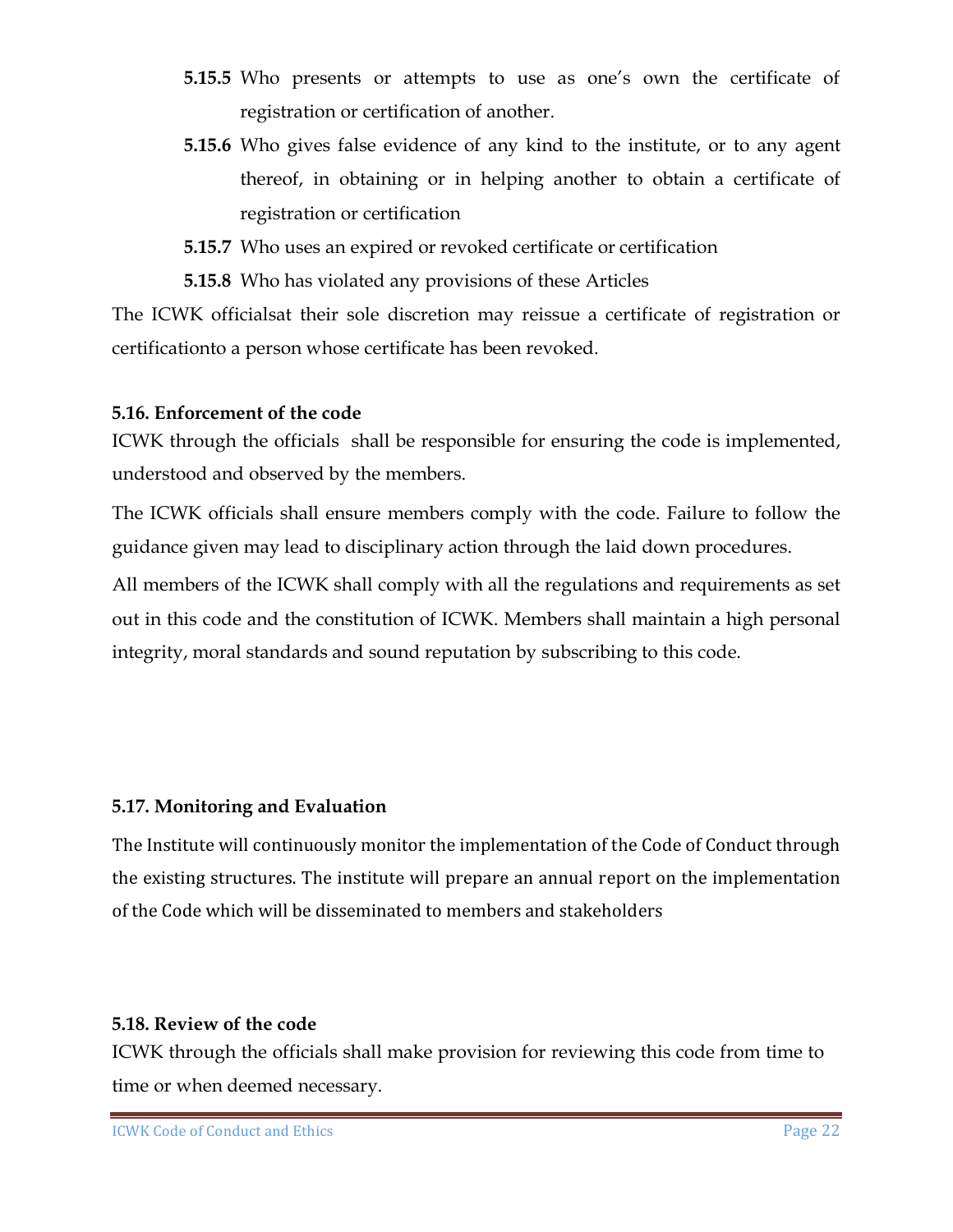**5.15.5** Who presents or attempts to use as one's own the certificate of registration or certification of another.

**5.15.6** Who gives false evidence of any kind to the institute, or to any agent thereof, in obtaining or in helping another to obtain a certificate of registration or certification

**5.15.7** Who uses an expired or revoked certificate or certification

**5.15.8** Who has violated any provisions of these Articles

The ICWK officialsat their sole discretion may reissue a certificate of registration or certificationto a person whose certificate has been revoked.

### 5.16. Enforcement of the code

ICWK through the officials shall be responsible for ensuring the code is implemented, understood and observed by the members.

The ICWK officials shall ensure members comply with the code. Failure to follow the guidance given may lead to disciplinary action through the laid down procedures.

All members of the ICWK shall comply with all the regulations and requirements as set out in this code and the constitution of ICWK. Members shall maintain a high personal integrity, moral standards and sound reputation by subscribing to this code.

### 5.17. Monitoring and Evaluation

The Institute will continuously monitor the implementation of the Code of Conduct through the existing structures. The institute will prepare an annual report on the implementation of the Code which will be disseminated to members and stakeholders

### 5.18. Review of the code

ICWK through the officials shall make provision for reviewing this code from time to time or when deemed necessary.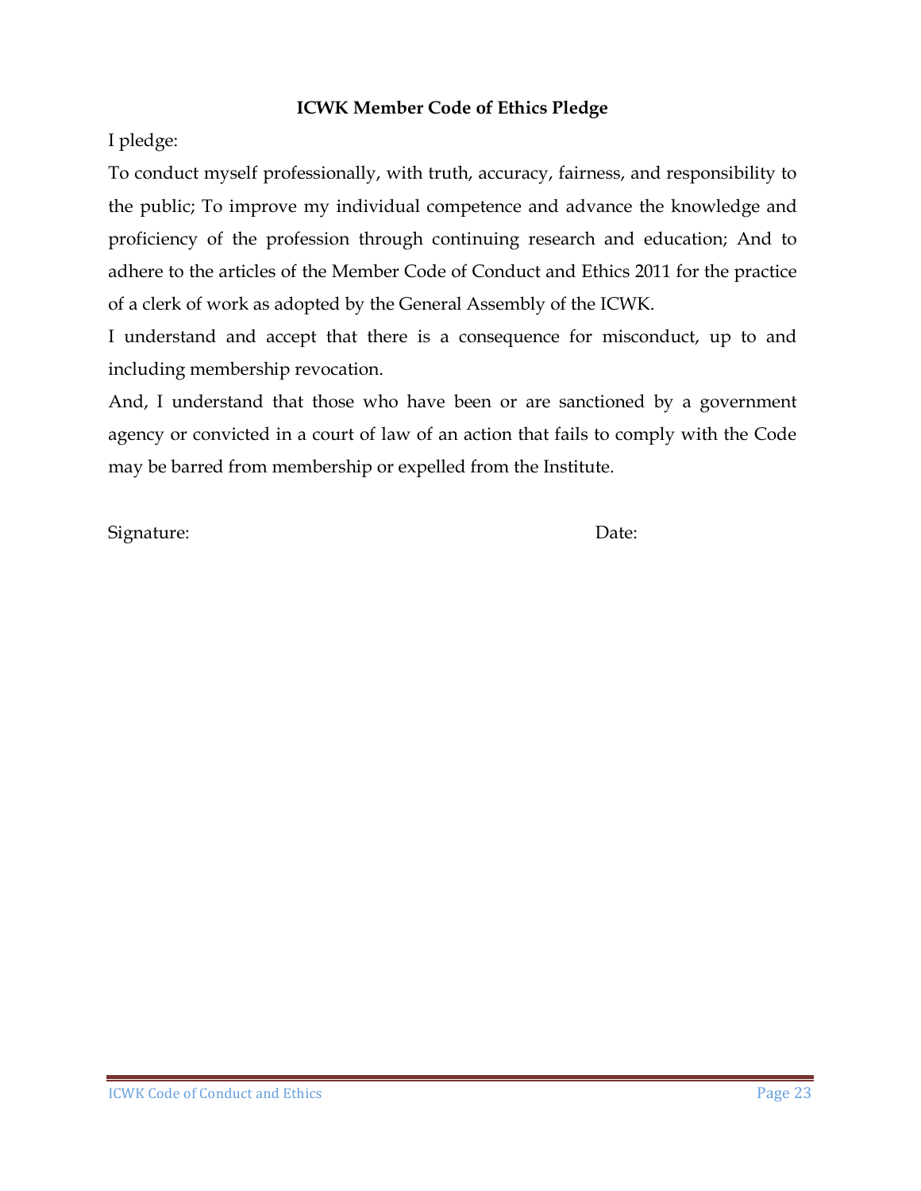**ICWK Member Code of Ethics Pledge**

I pledge:

To conduct myself professionally, with truth, accuracy, fairness, and responsibility to the public; To improve my individual competence and advance the knowledge and proficiency of the profession through continuing research and education; And to adhere to the articles of the Member Code of Conduct and Ethics 2011 for the practice of a clerk of work as adopted by the General Assembly of the ICWK.

I understand and accept that there is a consequence for misconduct, up to and including membership revocation.

And, I understand that those who have been or are sanctioned by a government agency or convicted in a court of law of an action that fails to comply with the Code may be barred from membership or expelled from the Institute.

Signature: Date: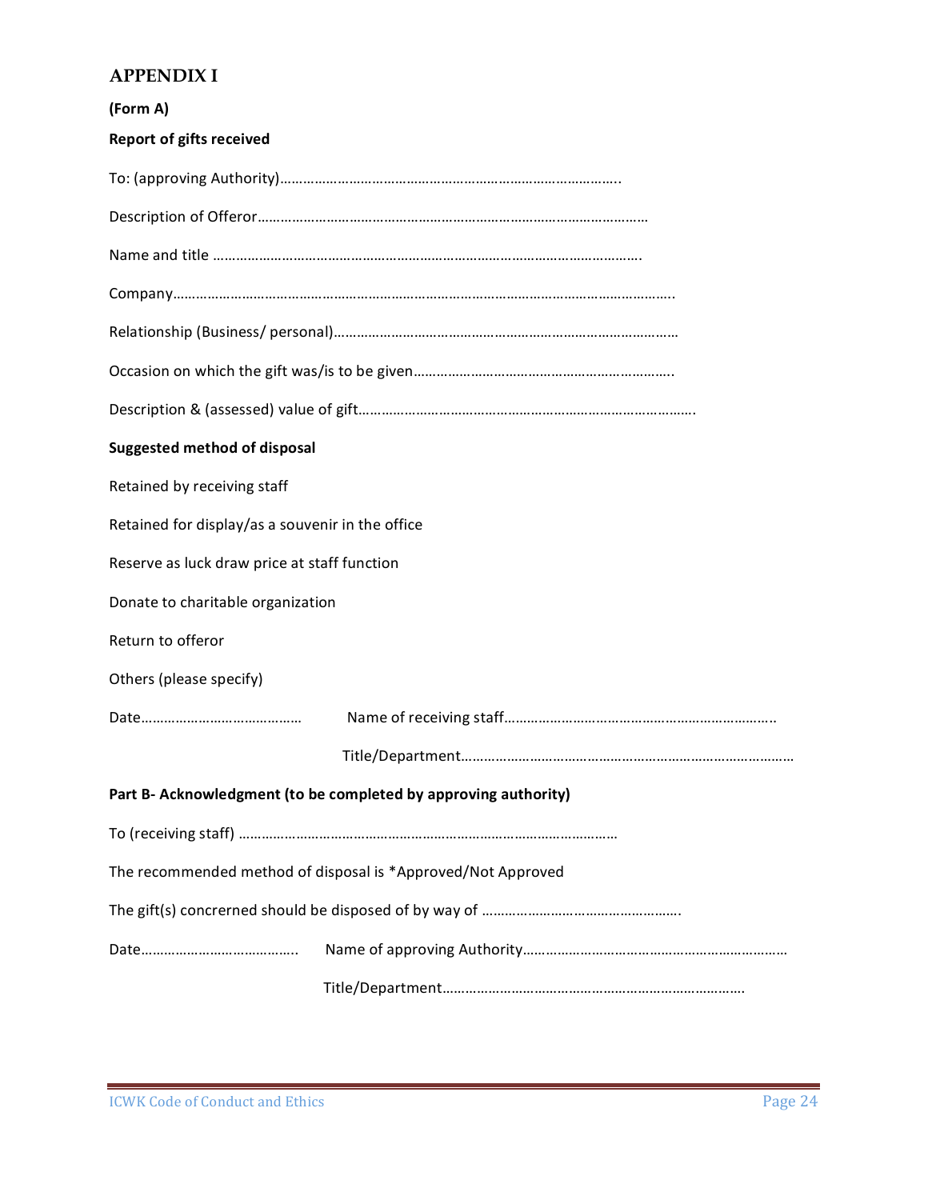# APPENDIX I

**(Form A)**

**Report of gifts received**

To: (approving Authority)……………………………………………………………………………..

Description of Offeror………………………………………………………………………………………

Name and title ……………………………………………………………………………………………….

Company…………………………………………………………………………………………………………..

Relationship (Business/ personal)……………………………………………………………………………

Occasion on which the gift was/is to be given……………………………………………………………..

Description & (assessed) value of gift…………………………………………………………………………….

**Suggested method of disposal**

Retained by receiving staff

Retained for display/as a souvenir in the office

Reserve as luck draw price at staff function

Donate to charitable organization

Return to offeror

Others (please specify)

Date……………………………………  Name of receiving staff……………………………………………………………..

Title/Department…………………………………………………………………………………

**Part B- Acknowledgment (to be completed by approving authority)**

To (receiving staff) ………………………………………………………………………………………

The recommended method of disposal is *Approved/Not Approved

The gift(s) concrerned should be disposed of by way of …………………………………………….

Date…………………………………..  Name of approving Authority……………………………………………………………

Title/Department……………………………………………………………………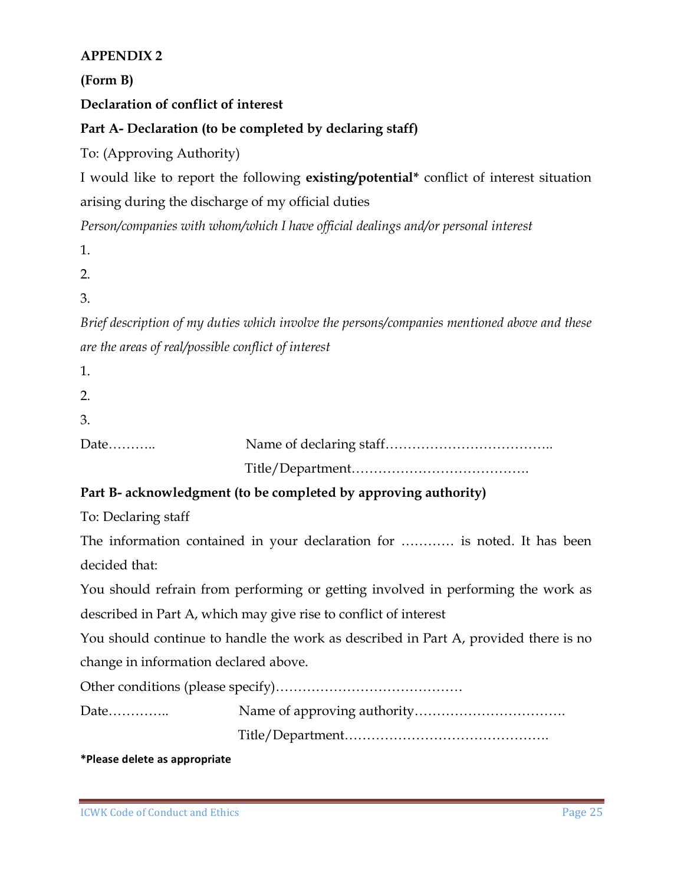**APPENDIX 2**

**(Form B)**

**Declaration of conflict of interest**

**Part A- Declaration (to be completed by declaring staff)**

To: (Approving Authority)

I would like to report the following **existing/potential*** conflict of interest situation arising during the discharge of my official duties

*Person/companies with whom/which I have official dealings and/or personal interest*

1.

2.

3.

*Brief description of my duties which involve the persons/companies mentioned above and these are the areas of real/possible conflict of interest*

1.

2.

3.

Date……….. Name of declaring staff………………………………..

Title/Department………………………………….

**Part B- acknowledgment (to be completed by approving authority)**

To: Declaring staff

The information contained in your declaration for ………… is noted. It has been decided that:

You should refrain from performing or getting involved in performing the work as described in Part A, which may give rise to conflict of interest

You should continue to handle the work as described in Part A, provided there is no change in information declared above.

Other conditions (please specify)……………………………………

Date………….. Name of approving authority…………………………….

Title/Department……………………………………….

***Please delete as appropriate**